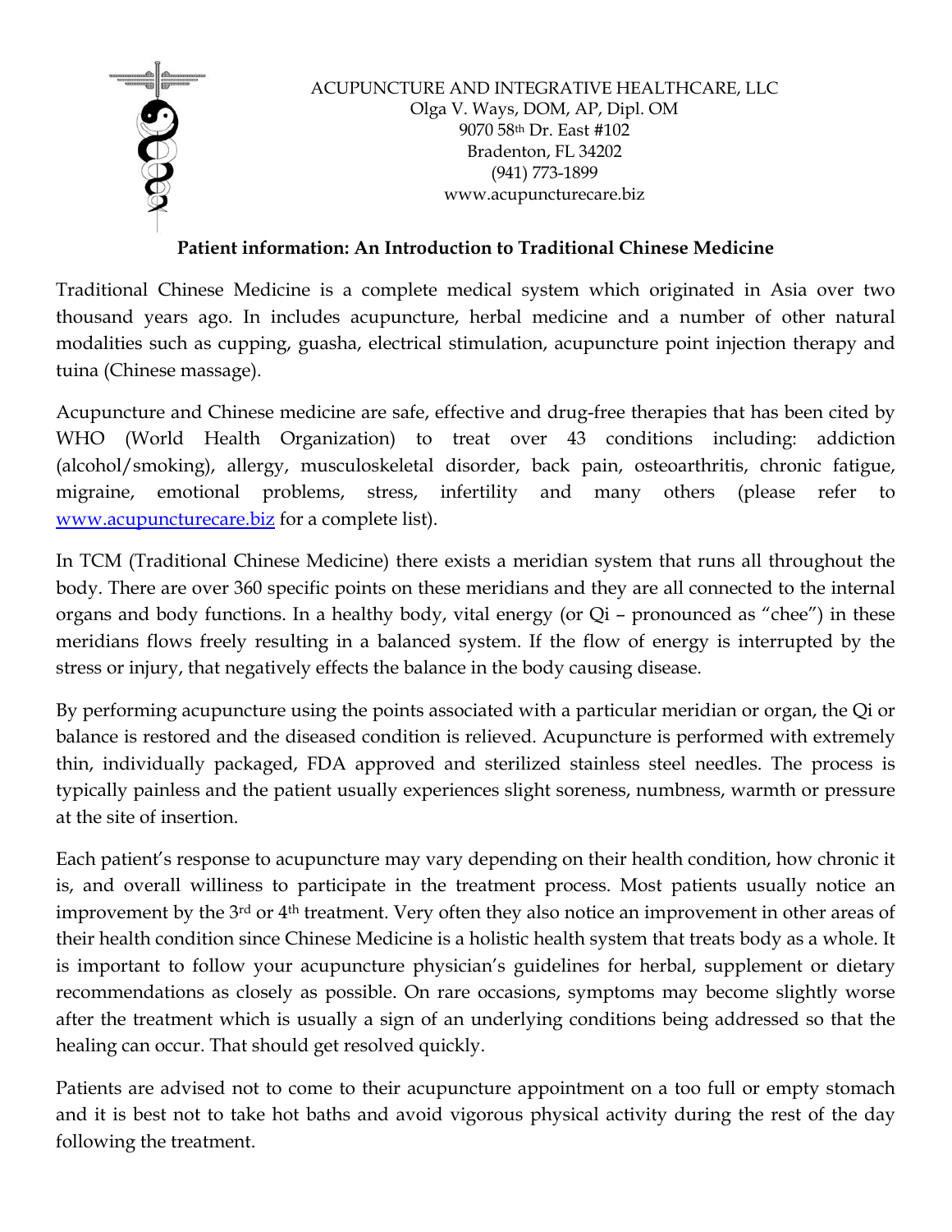ACUPUNCTURE AND INTEGRATIVE HEALTHCARE, LLC
Olga V. Ways, DOM, AP, Dipl. OM
9070 58th Dr. East #102
Bradenton, FL 34202
(941) 773-1899
www.acupuncturecare.biz

**Patient information: An Introduction to Traditional Chinese Medicine**

Traditional Chinese Medicine is a complete medical system which originated in Asia over two thousand years ago. In includes acupuncture, herbal medicine and a number of other natural modalities such as cupping, guasha, electrical stimulation, acupuncture point injection therapy and tuina (Chinese massage).

Acupuncture and Chinese medicine are safe, effective and drug-free therapies that has been cited by WHO (World Health Organization) to treat over 43 conditions including: addiction (alcohol/smoking), allergy, musculoskeletal disorder, back pain, osteoarthritis, chronic fatigue, migraine, emotional problems, stress, infertility and many others (please refer to www.acupuncturecare.biz for a complete list).

In TCM (Traditional Chinese Medicine) there exists a meridian system that runs all throughout the body. There are over 360 specific points on these meridians and they are all connected to the internal organs and body functions. In a healthy body, vital energy (or Qi – pronounced as "chee") in these meridians flows freely resulting in a balanced system. If the flow of energy is interrupted by the stress or injury, that negatively effects the balance in the body causing disease.

By performing acupuncture using the points associated with a particular meridian or organ, the Qi or balance is restored and the diseased condition is relieved. Acupuncture is performed with extremely thin, individually packaged, FDA approved and sterilized stainless steel needles. The process is typically painless and the patient usually experiences slight soreness, numbness, warmth or pressure at the site of insertion.

Each patient's response to acupuncture may vary depending on their health condition, how chronic it is, and overall williness to participate in the treatment process. Most patients usually notice an improvement by the 3rd or 4th treatment. Very often they also notice an improvement in other areas of their health condition since Chinese Medicine is a holistic health system that treats body as a whole. It is important to follow your acupuncture physician's guidelines for herbal, supplement or dietary recommendations as closely as possible. On rare occasions, symptoms may become slightly worse after the treatment which is usually a sign of an underlying conditions being addressed so that the healing can occur. That should get resolved quickly.

Patients are advised not to come to their acupuncture appointment on a too full or empty stomach and it is best not to take hot baths and avoid vigorous physical activity during the rest of the day following the treatment.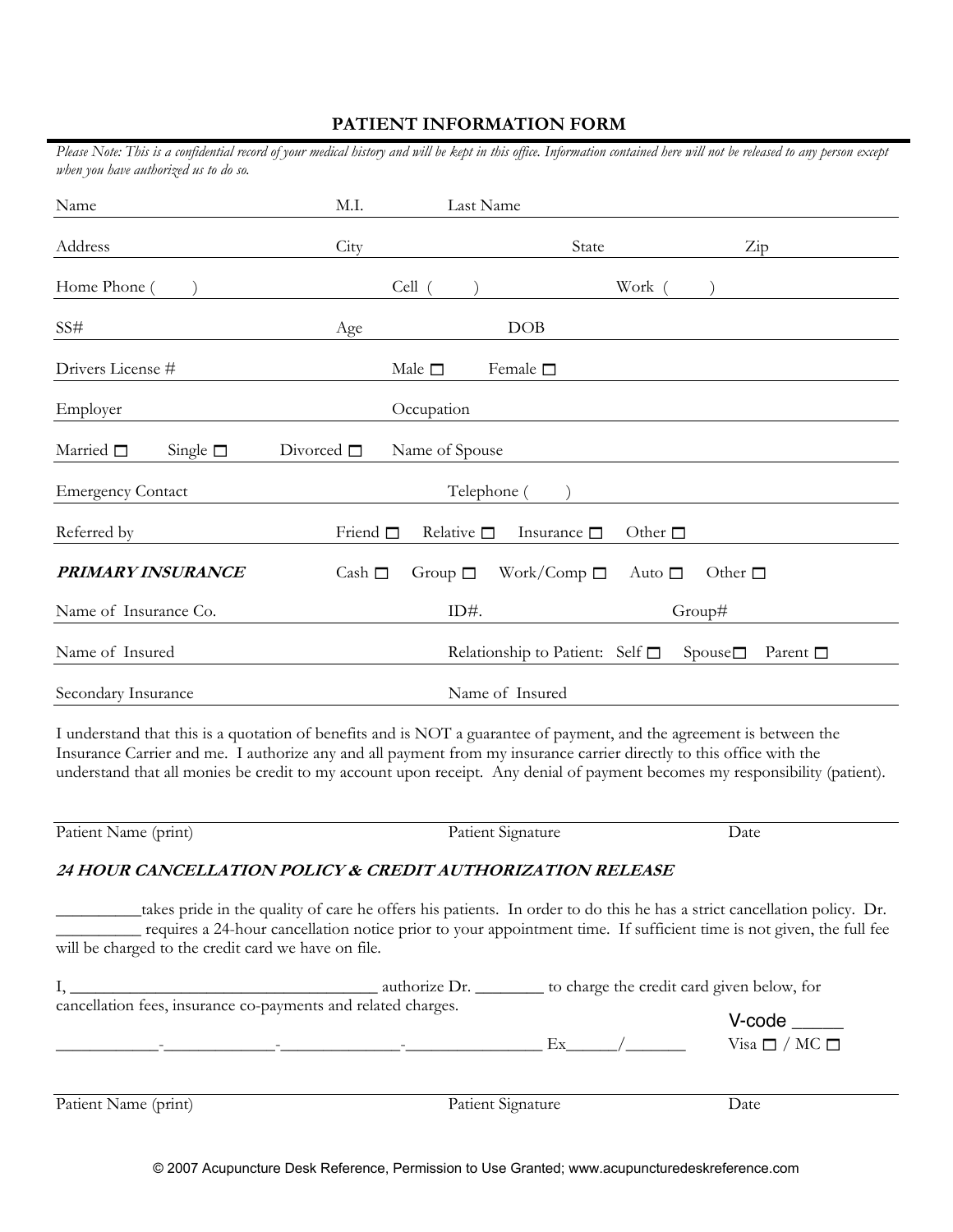# PATIENT INFORMATION FORM

*Please Note: This is a confidential record of your medical history and will be kept in this office. Information contained here will not be released to any person except when you have authorized us to do so.*

Name M.I. Last Name

Address City State Zip

Home Phone ( ) Cell ( ) Work ( )

SS# Age DOB

Drivers License # Male ☐ Female ☐

Employer Occupation

Married ☐ Single ☐ Divorced ☐ Name of Spouse

Emergency Contact Telephone ( )

Referred by Friend ☐ Relative ☐ Insurance ☐ Other ☐

***PRIMARY INSURANCE*** Cash ☐ Group ☐ Work/Comp ☐ Auto ☐ Other ☐

Name of Insurance Co. ID#. Group#

Name of Insured Relationship to Patient: Self ☐ Spouse☐ Parent ☐

Secondary Insurance Name of Insured

I understand that this is a quotation of benefits and is NOT a guarantee of payment, and the agreement is between the Insurance Carrier and me. I authorize any and all payment from my insurance carrier directly to this office with the understand that all monies be credit to my account upon receipt. Any denial of payment becomes my responsibility (patient).

Patient Name (print) Patient Signature Date

## *24 HOUR CANCELLATION POLICY & CREDIT AUTHORIZATION RELEASE*

__________takes pride in the quality of care he offers his patients. In order to do this he has a strict cancellation policy. Dr. __________ requires a 24-hour cancellation notice prior to your appointment time. If sufficient time is not given, the full fee will be charged to the credit card we have on file.

I, ____________________________________ authorize Dr. ________ to charge the credit card given below, for cancellation fees, insurance co-payments and related charges.

V-code _____

____________-_____________-______________-________________ Ex______/_______ Visa ☐ / MC ☐

Patient Name (print) Patient Signature Date

© 2007 Acupuncture Desk Reference, Permission to Use Granted; www.acupuncturedeskreference.com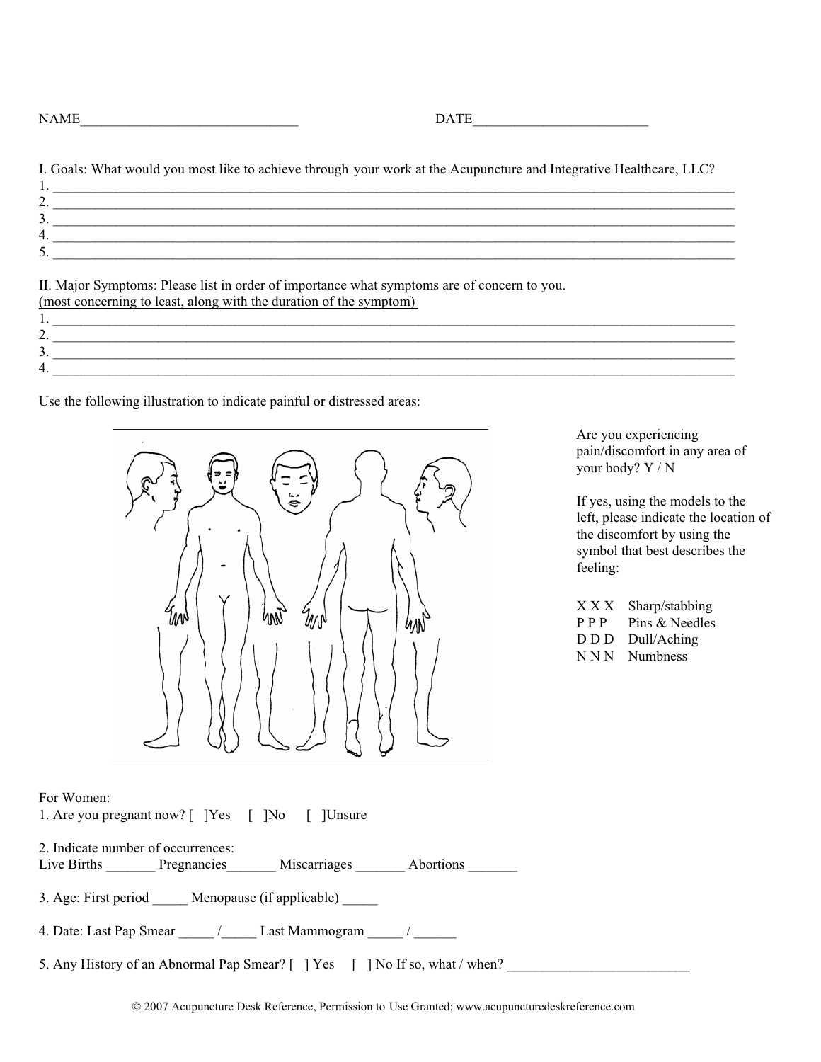NAME______________________________ DATE________________________

I. Goals: What would you most like to achieve through your work at the Acupuncture and Integrative Healthcare, LLC?

1. ____________________________________________________________________________________________________
2. ____________________________________________________________________________________________________
3. ____________________________________________________________________________________________________
4. ____________________________________________________________________________________________________
5. ____________________________________________________________________________________________________

II. Major Symptoms: Please list in order of importance what symptoms are of concern to you.
<u>(most concerning to least, along with the duration of the symptom)</u>

1. ____________________________________________________________________________________________________
2. ____________________________________________________________________________________________________
3. ____________________________________________________________________________________________________
4. ____________________________________________________________________________________________________

Use the following illustration to indicate painful or distressed areas:

Are you experiencing pain/discomfort in any area of your body? Y / N

If yes, using the models to the left, please indicate the location of the discomfort by using the symbol that best describes the feeling:

X X X Sharp/stabbing
P P P Pins & Needles
D D D Dull/Aching
N N N Numbness

For Women:

1. Are you pregnant now? [ ]Yes [ ]No [ ]Unsure

2. Indicate number of occurrences:
Live Births _______ Pregnancies_______ Miscarriages _______ Abortions _______

3. Age: First period _____ Menopause (if applicable) _____

4. Date: Last Pap Smear _____ /_____ Last Mammogram _____ / ______

5. Any History of an Abnormal Pap Smear? [ ] Yes [ ] No If so, what / when? _________________________

© 2007 Acupuncture Desk Reference, Permission to Use Granted; www.acupuncturedeskreference.com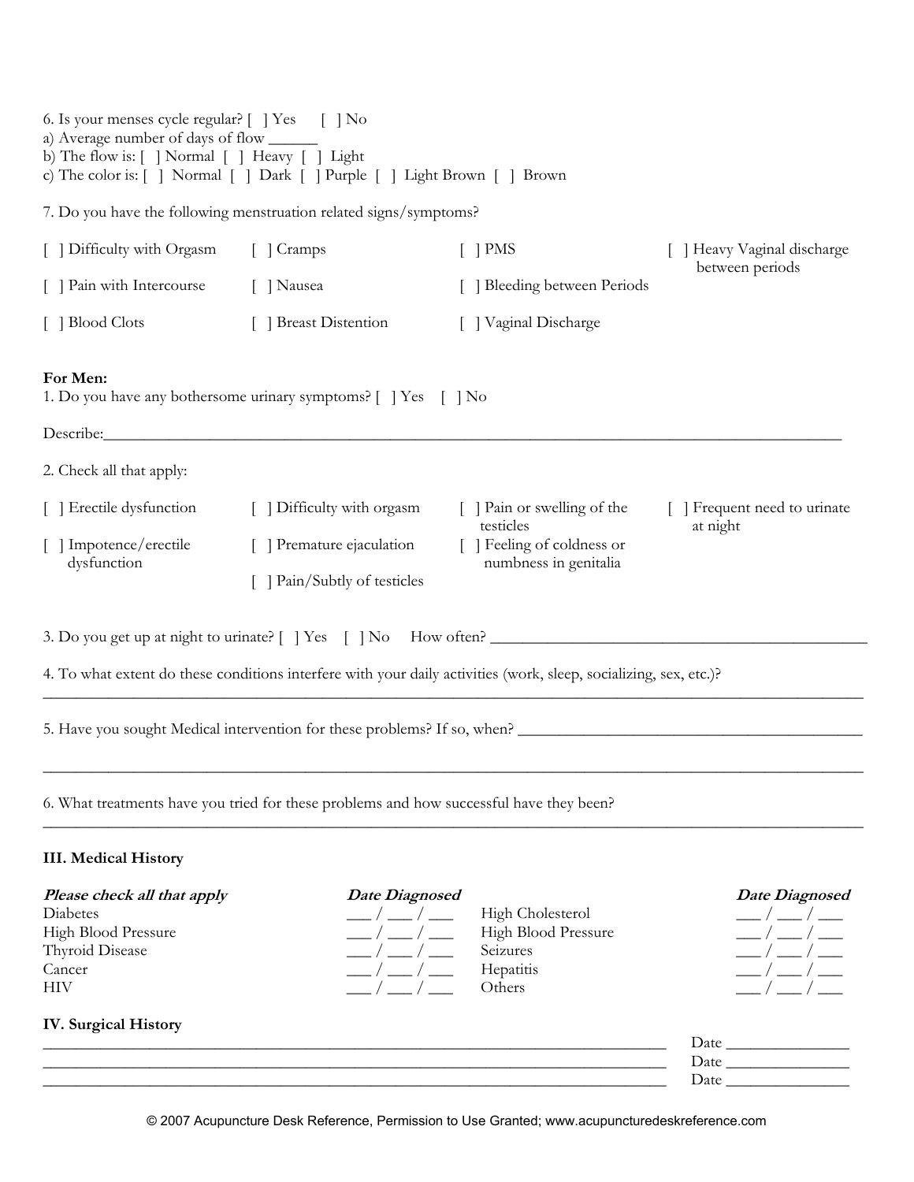6. Is your menses cycle regular? [ ] Yes [ ] No
a) Average number of days of flow ______
b) The flow is: [ ] Normal [ ] Heavy [ ] Light
c) The color is: [ ] Normal [ ] Dark [ ] Purple [ ] Light Brown [ ] Brown

7. Do you have the following menstruation related signs/symptoms?

[ ] Difficulty with Orgasm [ ] Cramps [ ] PMS [ ] Heavy Vaginal discharge between periods

[ ] Pain with Intercourse [ ] Nausea [ ] Bleeding between Periods

[ ] Blood Clots [ ] Breast Distention [ ] Vaginal Discharge

**For Men:**
1. Do you have any bothersome urinary symptoms? [ ] Yes [ ] No

Describe:______________________________________________________________________________

2. Check all that apply:

[ ] Erectile dysfunction [ ] Difficulty with orgasm [ ] Pain or swelling of the testicles [ ] Frequent need to urinate at night

[ ] Impotence/erectile dysfunction [ ] Premature ejaculation [ ] Feeling of coldness or numbness in genitalia

[ ] Pain/Subtly of testicles

3. Do you get up at night to urinate? [ ] Yes [ ] No How often? ________________________________________

4. To what extent do these conditions interfere with your daily activities (work, sleep, socializing, sex, etc.)?
______________________________________________________________________________________

5. Have you sought Medical intervention for these problems? If so, when? ____________________________________

______________________________________________________________________________________

6. What treatments have you tried for these problems and how successful have they been?
______________________________________________________________________________________

**III. Medical History**

| ***Please check all that apply*** | ***Date Diagnosed*** | | ***Date Diagnosed*** |
|---|---|---|---|
| Diabetes | ___ / ___ / ___ | High Cholesterol | ___ / ___ / ___ |
| High Blood Pressure | ___ / ___ / ___ | High Blood Pressure | ___ / ___ / ___ |
| Thyroid Disease | ___ / ___ / ___ | Seizures | ___ / ___ / ___ |
| Cancer | ___ / ___ / ___ | Hepatitis | ___ / ___ / ___ |
| HIV | ___ / ___ / ___ | Others | ___ / ___ / ___ |

**IV. Surgical History**

____________________________________________________________________ Date ______________
____________________________________________________________________ Date ______________
____________________________________________________________________ Date ______________

© 2007 Acupuncture Desk Reference, Permission to Use Granted; www.acupuncturedeskreference.com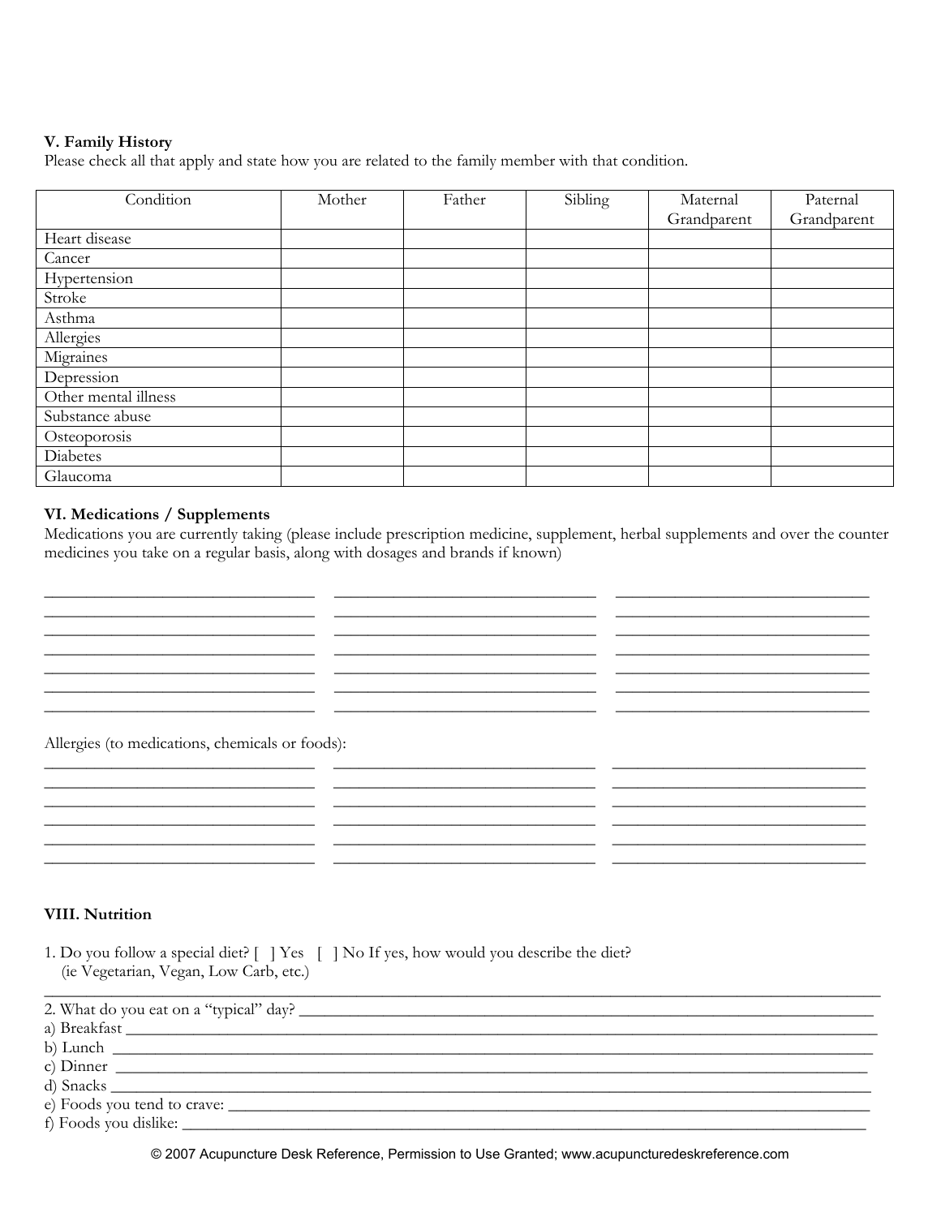### V. Family History

Please check all that apply and state how you are related to the family member with that condition.

| Condition | Mother | Father | Sibling | Maternal Grandparent | Paternal Grandparent |
|---|---|---|---|---|---|
| Heart disease | | | | | |
| Cancer | | | | | |
| Hypertension | | | | | |
| Stroke | | | | | |
| Asthma | | | | | |
| Allergies | | | | | |
| Migraines | | | | | |
| Depression | | | | | |
| Other mental illness | | | | | |
| Substance abuse | | | | | |
| Osteoporosis | | | | | |
| Diabetes | | | | | |
| Glaucoma | | | | | |

### VI. Medications / Supplements

Medications you are currently taking (please include prescription medicine, supplement, herbal supplements and over the counter medicines you take on a regular basis, along with dosages and brands if known)

_______________________________ _______________________________ _______________________________
_______________________________ _______________________________ _______________________________
_______________________________ _______________________________ _______________________________
_______________________________ _______________________________ _______________________________
_______________________________ _______________________________ _______________________________
_______________________________ _______________________________ _______________________________
_______________________________ _______________________________ _______________________________

Allergies (to medications, chemicals or foods):

_______________________________ _______________________________ _______________________________
_______________________________ _______________________________ _______________________________
_______________________________ _______________________________ _______________________________
_______________________________ _______________________________ _______________________________
_______________________________ _______________________________ _______________________________
_______________________________ _______________________________ _______________________________

### VIII. Nutrition

1. Do you follow a special diet? [ ] Yes [ ] No If yes, how would you describe the diet?
   (ie Vegetarian, Vegan, Low Carb, etc.)

_____________________________________________________________________________________

2. What do you eat on a "typical" day? ________________________________________________
a) Breakfast _______________________________________________________________________
b) Lunch _________________________________________________________________________
c) Dinner _________________________________________________________________________
d) Snacks _________________________________________________________________________
e) Foods you tend to crave: __________________________________________________________
f) Foods you dislike: _______________________________________________________________

© 2007 Acupuncture Desk Reference, Permission to Use Granted; www.acupuncturedeskreference.com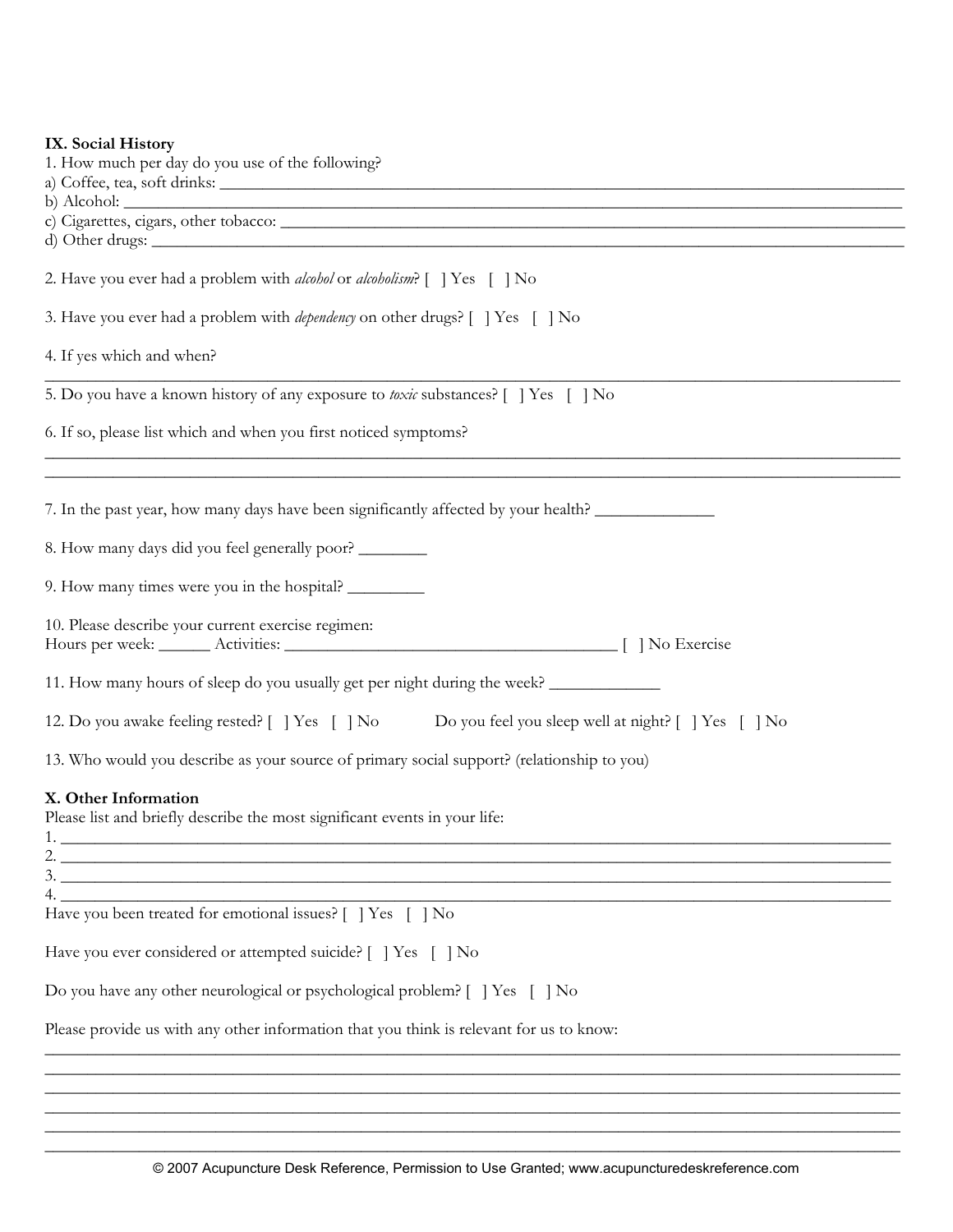**IX. Social History**

1. How much per day do you use of the following?

a) Coffee, tea, soft drinks: ____________________________________________

b) Alcohol: ____________________________________________

c) Cigarettes, cigars, other tobacco: ____________________________________________

d) Other drugs: ____________________________________________

2. Have you ever had a problem with *alcohol* or *alcoholism*? [ ] Yes [ ] No

3. Have you ever had a problem with *dependency* on other drugs? [ ] Yes [ ] No

4. If yes which and when?

____________________________________________

5. Do you have a known history of any exposure to *toxic* substances? [ ] Yes [ ] No

6. If so, please list which and when you first noticed symptoms?

____________________________________________

____________________________________________

7. In the past year, how many days have been significantly affected by your health? ______________

8. How many days did you feel generally poor? ________

9. How many times were you in the hospital? _________

10. Please describe your current exercise regimen:

Hours per week: ______ Activities: ________________________________________ [ ] No Exercise

11. How many hours of sleep do you usually get per night during the week? _____________

12. Do you awake feeling rested? [ ] Yes [ ] No Do you feel you sleep well at night? [ ] Yes [ ] No

13. Who would you describe as your source of primary social support? (relationship to you)

**X. Other Information**

Please list and briefly describe the most significant events in your life:

1. ____________________________________________
2. ____________________________________________
3. ____________________________________________
4. ____________________________________________

Have you been treated for emotional issues? [ ] Yes [ ] No

Have you ever considered or attempted suicide? [ ] Yes [ ] No

Do you have any other neurological or psychological problem? [ ] Yes [ ] No

Please provide us with any other information that you think is relevant for us to know:

____________________________________________

____________________________________________

____________________________________________

____________________________________________

____________________________________________

____________________________________________

© 2007 Acupuncture Desk Reference, Permission to Use Granted; www.acupuncturedeskreference.com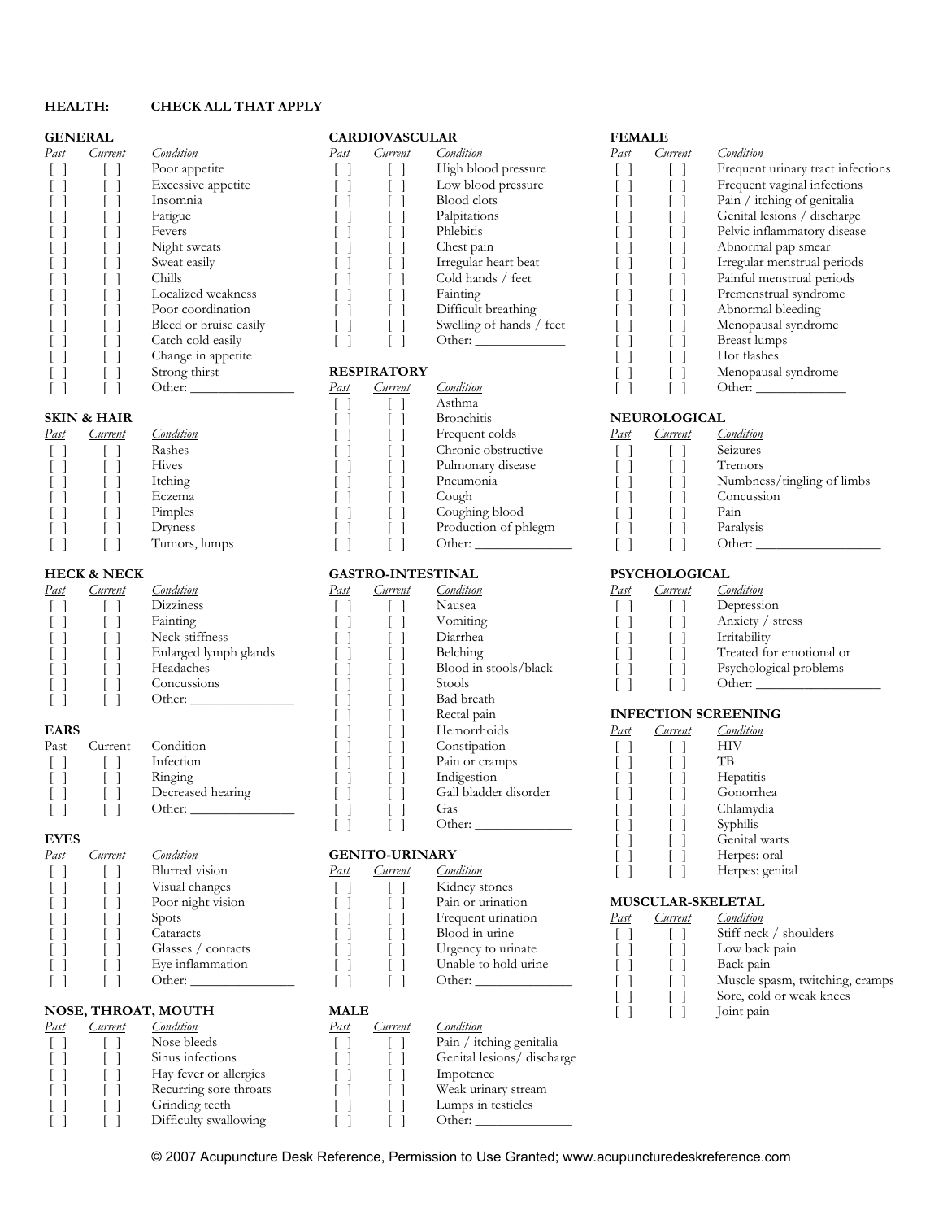**HEALTH: CHECK ALL THAT APPLY**

**GENERAL**

| *Past* | *Current* | *Condition* |
|---|---|---|
| [ ] | [ ] | Poor appetite |
| [ ] | [ ] | Excessive appetite |
| [ ] | [ ] | Insomnia |
| [ ] | [ ] | Fatigue |
| [ ] | [ ] | Fevers |
| [ ] | [ ] | Night sweats |
| [ ] | [ ] | Sweat easily |
| [ ] | [ ] | Chills |
| [ ] | [ ] | Localized weakness |
| [ ] | [ ] | Poor coordination |
| [ ] | [ ] | Bleed or bruise easily |
| [ ] | [ ] | Catch cold easily |
| [ ] | [ ] | Change in appetite |
| [ ] | [ ] | Strong thirst |
| [ ] | [ ] | Other: _______________ |

**SKIN & HAIR**

| *Past* | *Current* | *Condition* |
|---|---|---|
| [ ] | [ ] | Rashes |
| [ ] | [ ] | Hives |
| [ ] | [ ] | Itching |
| [ ] | [ ] | Eczema |
| [ ] | [ ] | Pimples |
| [ ] | [ ] | Dryness |
| [ ] | [ ] | Tumors, lumps |

**HECK & NECK**

| *Past* | *Current* | *Condition* |
|---|---|---|
| [ ] | [ ] | Dizziness |
| [ ] | [ ] | Fainting |
| [ ] | [ ] | Neck stiffness |
| [ ] | [ ] | Enlarged lymph glands |
| [ ] | [ ] | Headaches |
| [ ] | [ ] | Concussions |
| [ ] | [ ] | Other: _______________ |

**EARS**

| Past | Current | Condition |
|---|---|---|
| [ ] | [ ] | Infection |
| [ ] | [ ] | Ringing |
| [ ] | [ ] | Decreased hearing |
| [ ] | [ ] | Other: _______________ |

**EYES**

| *Past* | *Current* | *Condition* |
|---|---|---|
| [ ] | [ ] | Blurred vision |
| [ ] | [ ] | Visual changes |
| [ ] | [ ] | Poor night vision |
| [ ] | [ ] | Spots |
| [ ] | [ ] | Cataracts |
| [ ] | [ ] | Glasses / contacts |
| [ ] | [ ] | Eye inflammation |
| [ ] | [ ] | Other: _______________ |

**NOSE, THROAT, MOUTH**

| *Past* | *Current* | *Condition* |
|---|---|---|
| [ ] | [ ] | Nose bleeds |
| [ ] | [ ] | Sinus infections |
| [ ] | [ ] | Hay fever or allergies |
| [ ] | [ ] | Recurring sore throats |
| [ ] | [ ] | Grinding teeth |
| [ ] | [ ] | Difficulty swallowing |

**CARDIOVASCULAR**

| *Past* | *Current* | *Condition* |
|---|---|---|
| [ ] | [ ] | High blood pressure |
| [ ] | [ ] | Low blood pressure |
| [ ] | [ ] | Blood clots |
| [ ] | [ ] | Palpitations |
| [ ] | [ ] | Phlebitis |
| [ ] | [ ] | Chest pain |
| [ ] | [ ] | Irregular heart beat |
| [ ] | [ ] | Cold hands / feet |
| [ ] | [ ] | Fainting |
| [ ] | [ ] | Difficult breathing |
| [ ] | [ ] | Swelling of hands / feet |
| [ ] | [ ] | Other: _____________ |

**RESPIRATORY**

| *Past* | *Current* | *Condition* |
|---|---|---|
| [ ] | [ ] | Asthma |
| [ ] | [ ] | Bronchitis |
| [ ] | [ ] | Frequent colds |
| [ ] | [ ] | Chronic obstructive |
| [ ] | [ ] | Pulmonary disease |
| [ ] | [ ] | Pneumonia |
| [ ] | [ ] | Cough |
| [ ] | [ ] | Coughing blood |
| [ ] | [ ] | Production of phlegm |
| [ ] | [ ] | Other: ______________ |

**GASTRO-INTESTINAL**

| *Past* | *Current* | *Condition* |
|---|---|---|
| [ ] | [ ] | Nausea |
| [ ] | [ ] | Vomiting |
| [ ] | [ ] | Diarrhea |
| [ ] | [ ] | Belching |
| [ ] | [ ] | Blood in stools/black |
| [ ] | [ ] | Stools |
| [ ] | [ ] | Bad breath |
| [ ] | [ ] | Rectal pain |
| [ ] | [ ] | Hemorrhoids |
| [ ] | [ ] | Constipation |
| [ ] | [ ] | Pain or cramps |
| [ ] | [ ] | Indigestion |
| [ ] | [ ] | Gall bladder disorder |
| [ ] | [ ] | Gas |
| [ ] | [ ] | Other: ______________ |

**GENITO-URINARY**

| *Past* | *Current* | *Condition* |
|---|---|---|
| [ ] | [ ] | Kidney stones |
| [ ] | [ ] | Pain or urination |
| [ ] | [ ] | Frequent urination |
| [ ] | [ ] | Blood in urine |
| [ ] | [ ] | Urgency to urinate |
| [ ] | [ ] | Unable to hold urine |
| [ ] | [ ] | Other: ______________ |

**MALE**

| *Past* | *Current* | *Condition* |
|---|---|---|
| [ ] | [ ] | Pain / itching genitalia |
| [ ] | [ ] | Genital lesions/ discharge |
| [ ] | [ ] | Impotence |
| [ ] | [ ] | Weak urinary stream |
| [ ] | [ ] | Lumps in testicles |
| [ ] | [ ] | Other: ______________ |

**FEMALE**

| *Past* | *Current* | *Condition* |
|---|---|---|
| [ ] | [ ] | Frequent urinary tract infections |
| [ ] | [ ] | Frequent vaginal infections |
| [ ] | [ ] | Pain / itching of genitalia |
| [ ] | [ ] | Genital lesions / discharge |
| [ ] | [ ] | Pelvic inflammatory disease |
| [ ] | [ ] | Abnormal pap smear |
| [ ] | [ ] | Irregular menstrual periods |
| [ ] | [ ] | Painful menstrual periods |
| [ ] | [ ] | Premenstrual syndrome |
| [ ] | [ ] | Abnormal bleeding |
| [ ] | [ ] | Menopausal syndrome |
| [ ] | [ ] | Breast lumps |
| [ ] | [ ] | Hot flashes |
| [ ] | [ ] | Menopausal syndrome |
| [ ] | [ ] | Other: _____________ |

**NEUROLOGICAL**

| *Past* | *Current* | *Condition* |
|---|---|---|
| [ ] | [ ] | Seizures |
| [ ] | [ ] | Tremors |
| [ ] | [ ] | Numbness/tingling of limbs |
| [ ] | [ ] | Concussion |
| [ ] | [ ] | Pain |
| [ ] | [ ] | Paralysis |
| [ ] | [ ] | Other: __________________ |

**PSYCHOLOGICAL**

| *Past* | *Current* | *Condition* |
|---|---|---|
| [ ] | [ ] | Depression |
| [ ] | [ ] | Anxiety / stress |
| [ ] | [ ] | Irritability |
| [ ] | [ ] | Treated for emotional or |
| [ ] | [ ] | Psychological problems |
| [ ] | [ ] | Other: __________________ |

**INFECTION SCREENING**

| *Past* | *Current* | *Condition* |
|---|---|---|
| [ ] | [ ] | HIV |
| [ ] | [ ] | TB |
| [ ] | [ ] | Hepatitis |
| [ ] | [ ] | Gonorrhea |
| [ ] | [ ] | Chlamydia |
| [ ] | [ ] | Syphilis |
| [ ] | [ ] | Genital warts |
| [ ] | [ ] | Herpes: oral |
| [ ] | [ ] | Herpes: genital |

**MUSCULAR-SKELETAL**

| *Past* | *Current* | *Condition* |
|---|---|---|
| [ ] | [ ] | Stiff neck / shoulders |
| [ ] | [ ] | Low back pain |
| [ ] | [ ] | Back pain |
| [ ] | [ ] | Muscle spasm, twitching, cramps |
| [ ] | [ ] | Sore, cold or weak knees |
| [ ] | [ ] | Joint pain |

© 2007 Acupuncture Desk Reference, Permission to Use Granted; www.acupuncturedeskreference.com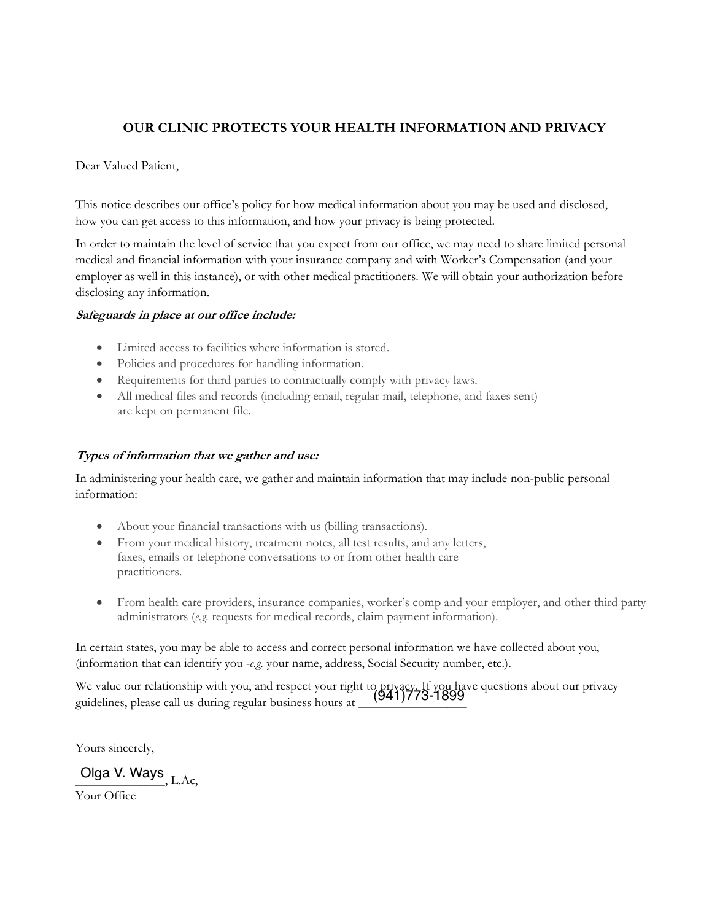## OUR CLINIC PROTECTS YOUR HEALTH INFORMATION AND PRIVACY

Dear Valued Patient,

This notice describes our office's policy for how medical information about you may be used and disclosed, how you can get access to this information, and how your privacy is being protected.

In order to maintain the level of service that you expect from our office, we may need to share limited personal medical and financial information with your insurance company and with Worker's Compensation (and your employer as well in this instance), or with other medical practitioners. We will obtain your authorization before disclosing any information.

***Safeguards in place at our office include:***

- Limited access to facilities where information is stored.
- Policies and procedures for handling information.
- Requirements for third parties to contractually comply with privacy laws.
- All medical files and records (including email, regular mail, telephone, and faxes sent) are kept on permanent file.

***Types of information that we gather and use:***

In administering your health care, we gather and maintain information that may include non-public personal information:

- About your financial transactions with us (billing transactions).
- From your medical history, treatment notes, all test results, and any letters, faxes, emails or telephone conversations to or from other health care practitioners.
- From health care providers, insurance companies, worker's comp and your employer, and other third party administrators (*e.g.* requests for medical records, claim payment information).

In certain states, you may be able to access and correct personal information we have collected about you, (information that can identify you -*e.g.* your name, address, Social Security number, etc.).

We value our relationship with you, and respect your right to privacy. If you have questions about our privacy guidelines, please call us during regular business hours at (941)773-1899

Yours sincerely,

Olga V. Ways, L.Ac,

Your Office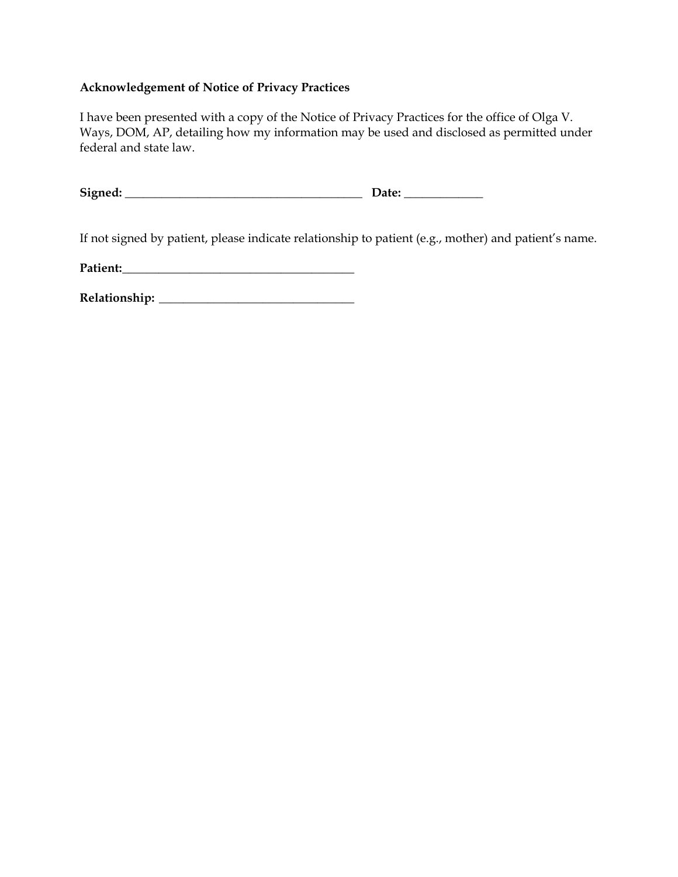**Acknowledgement of Notice of Privacy Practices**

I have been presented with a copy of the Notice of Privacy Practices for the office of Olga V. Ways, DOM, AP, detailing how my information may be used and disclosed as permitted under federal and state law.

**Signed:** _________________________________________ **Date:** _____________

If not signed by patient, please indicate relationship to patient (e.g., mother) and patient's name.

**Patient:**_______________________________________

**Relationship:** _________________________________